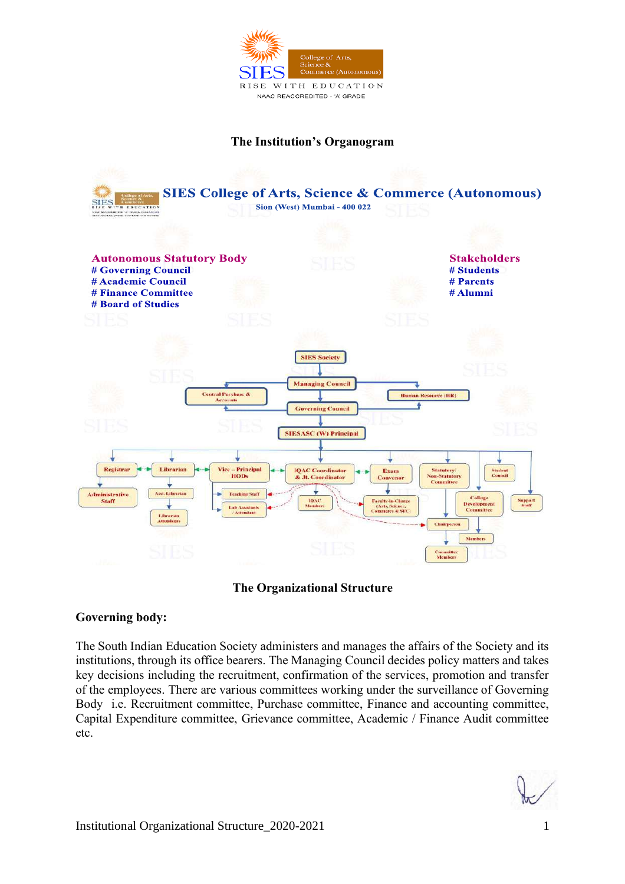SIES College of Arts, Science & Commerce (Autonomous)

RISE WITH EDUCATION

NAAC REACCREDITED - 'A' GRADE

## The Institution's Organogram

**SIES College of Arts, Science & Commerce (Autonomous)**

**Sion (West) Mumbai - 400 022**

**Autonomous Statutory Body**

**# Governing Council**
**# Academic Council**
**# Finance Committee**
**# Board of Studies**

**Stakeholders**

**# Students**
**# Parents**
**# Alumni**

SIES Society → Managing Council → Governing Council → SIESASC (W) Principal

Managing Council / Governing Council ↔ Central Purchase & Accounts; Human Resource (HR)

SIESASC (W) Principal → Registrar (→ Administrative Staff), Librarian (→ Asst. Librarian → Librarian Attendants), Vice – Principal HODs (→ Teaching Staff, Lab Assistants / Attendant), IQAC Coordinator & Jt. Coordinator (→ IQAC Members), Exam Convenor (→ Faculty-in-Charge (Arts, Science, Commerce & SFC)), Statutory/ Non-Statutory Committee (→ Chairperson → Committee Members), College Development Committee (→ Members), Student Council, Support Staff

**The Organizational Structure**

### Governing body:

The South Indian Education Society administers and manages the affairs of the Society and its institutions, through its office bearers. The Managing Council decides policy matters and takes key decisions including the recruitment, confirmation of the services, promotion and transfer of the employees. There are various committees working under the surveillance of Governing Body i.e. Recruitment committee, Purchase committee, Finance and accounting committee, Capital Expenditure committee, Grievance committee, Academic / Finance Audit committee etc.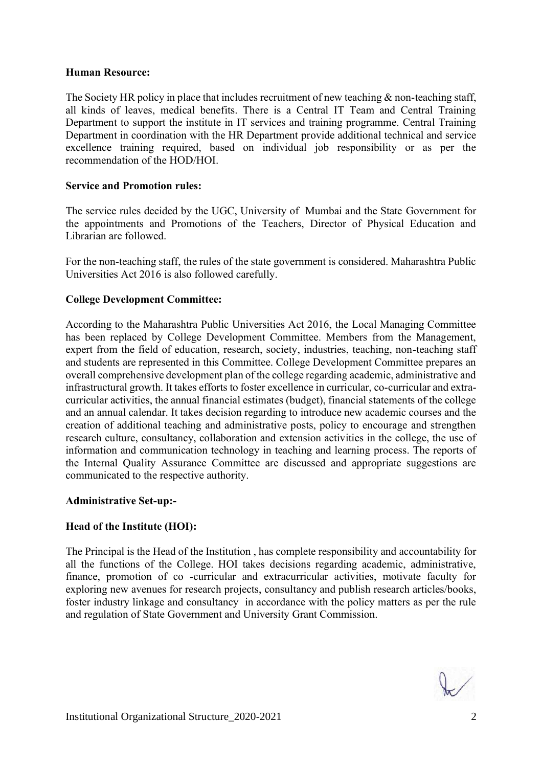**Human Resource:**

The Society HR policy in place that includes recruitment of new teaching & non-teaching staff, all kinds of leaves, medical benefits. There is a Central IT Team and Central Training Department to support the institute in IT services and training programme. Central Training Department in coordination with the HR Department provide additional technical and service excellence training required, based on individual job responsibility or as per the recommendation of the HOD/HOI.

**Service and Promotion rules:**

The service rules decided by the UGC, University of Mumbai and the State Government for the appointments and Promotions of the Teachers, Director of Physical Education and Librarian are followed.

For the non-teaching staff, the rules of the state government is considered. Maharashtra Public Universities Act 2016 is also followed carefully.

**College Development Committee:**

According to the Maharashtra Public Universities Act 2016, the Local Managing Committee has been replaced by College Development Committee. Members from the Management, expert from the field of education, research, society, industries, teaching, non-teaching staff and students are represented in this Committee. College Development Committee prepares an overall comprehensive development plan of the college regarding academic, administrative and infrastructural growth. It takes efforts to foster excellence in curricular, co-curricular and extra-curricular activities, the annual financial estimates (budget), financial statements of the college and an annual calendar. It takes decision regarding to introduce new academic courses and the creation of additional teaching and administrative posts, policy to encourage and strengthen research culture, consultancy, collaboration and extension activities in the college, the use of information and communication technology in teaching and learning process. The reports of the Internal Quality Assurance Committee are discussed and appropriate suggestions are communicated to the respective authority.

**Administrative Set-up:-**

**Head of the Institute (HOI):**

The Principal is the Head of the Institution , has complete responsibility and accountability for all the functions of the College. HOI takes decisions regarding academic, administrative, finance, promotion of co -curricular and extracurricular activities, motivate faculty for exploring new avenues for research projects, consultancy and publish research articles/books, foster industry linkage and consultancy in accordance with the policy matters as per the rule and regulation of State Government and University Grant Commission.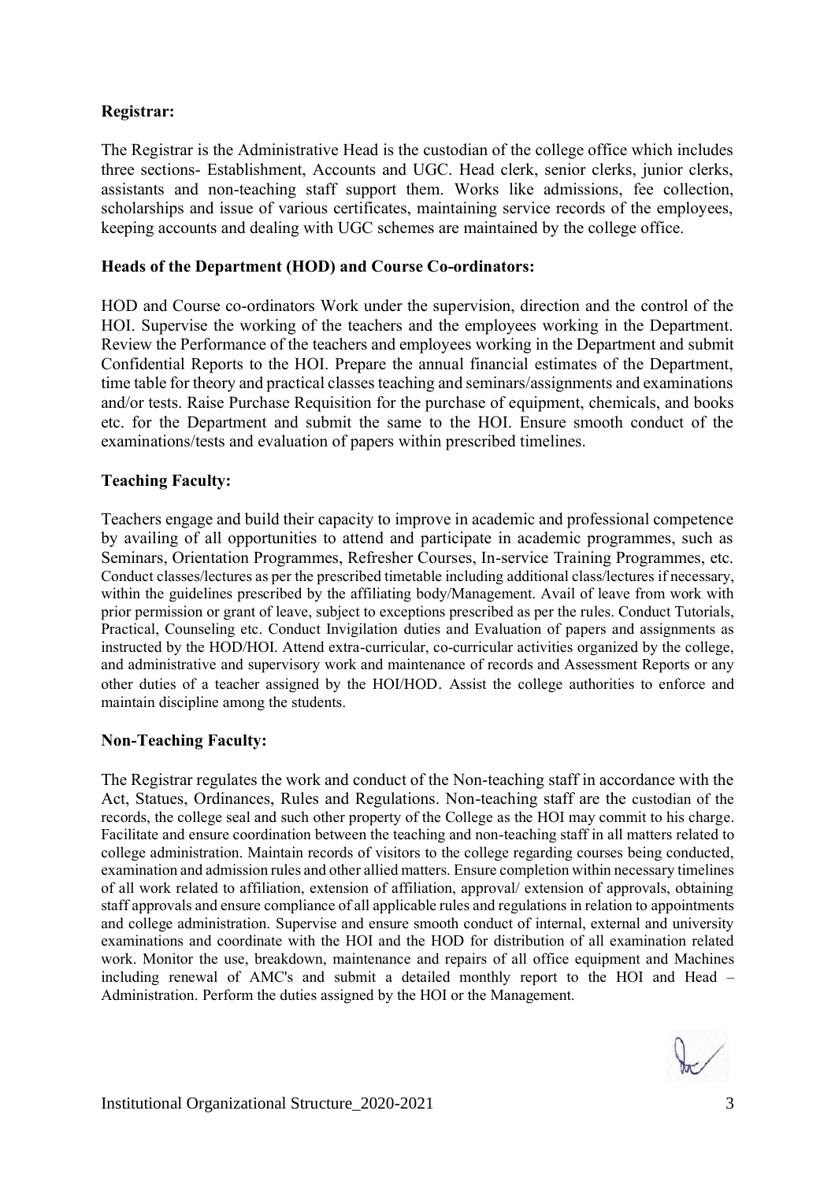**Registrar:**

The Registrar is the Administrative Head is the custodian of the college office which includes three sections- Establishment, Accounts and UGC. Head clerk, senior clerks, junior clerks, assistants and non-teaching staff support them. Works like admissions, fee collection, scholarships and issue of various certificates, maintaining service records of the employees, keeping accounts and dealing with UGC schemes are maintained by the college office.

**Heads of the Department (HOD) and Course Co-ordinators:**

HOD and Course co-ordinators Work under the supervision, direction and the control of the HOI. Supervise the working of the teachers and the employees working in the Department. Review the Performance of the teachers and employees working in the Department and submit Confidential Reports to the HOI. Prepare the annual financial estimates of the Department, time table for theory and practical classes teaching and seminars/assignments and examinations and/or tests. Raise Purchase Requisition for the purchase of equipment, chemicals, and books etc. for the Department and submit the same to the HOI. Ensure smooth conduct of the examinations/tests and evaluation of papers within prescribed timelines.

**Teaching Faculty:**

Teachers engage and build their capacity to improve in academic and professional competence by availing of all opportunities to attend and participate in academic programmes, such as Seminars, Orientation Programmes, Refresher Courses, In-service Training Programmes, etc. Conduct classes/lectures as per the prescribed timetable including additional class/lectures if necessary, within the guidelines prescribed by the affiliating body/Management. Avail of leave from work with prior permission or grant of leave, subject to exceptions prescribed as per the rules. Conduct Tutorials, Practical, Counseling etc. Conduct Invigilation duties and Evaluation of papers and assignments as instructed by the HOD/HOI. Attend extra-curricular, co-curricular activities organized by the college, and administrative and supervisory work and maintenance of records and Assessment Reports or any other duties of a teacher assigned by the HOI/HOD. Assist the college authorities to enforce and maintain discipline among the students.

**Non-Teaching Faculty:**

The Registrar regulates the work and conduct of the Non-teaching staff in accordance with the Act, Statues, Ordinances, Rules and Regulations. Non-teaching staff are the custodian of the records, the college seal and such other property of the College as the HOI may commit to his charge. Facilitate and ensure coordination between the teaching and non-teaching staff in all matters related to college administration. Maintain records of visitors to the college regarding courses being conducted, examination and admission rules and other allied matters. Ensure completion within necessary timelines of all work related to affiliation, extension of affiliation, approval/ extension of approvals, obtaining staff approvals and ensure compliance of all applicable rules and regulations in relation to appointments and college administration. Supervise and ensure smooth conduct of internal, external and university examinations and coordinate with the HOI and the HOD for distribution of all examination related work. Monitor the use, breakdown, maintenance and repairs of all office equipment and Machines including renewal of AMC's and submit a detailed monthly report to the HOI and Head – Administration. Perform the duties assigned by the HOI or the Management.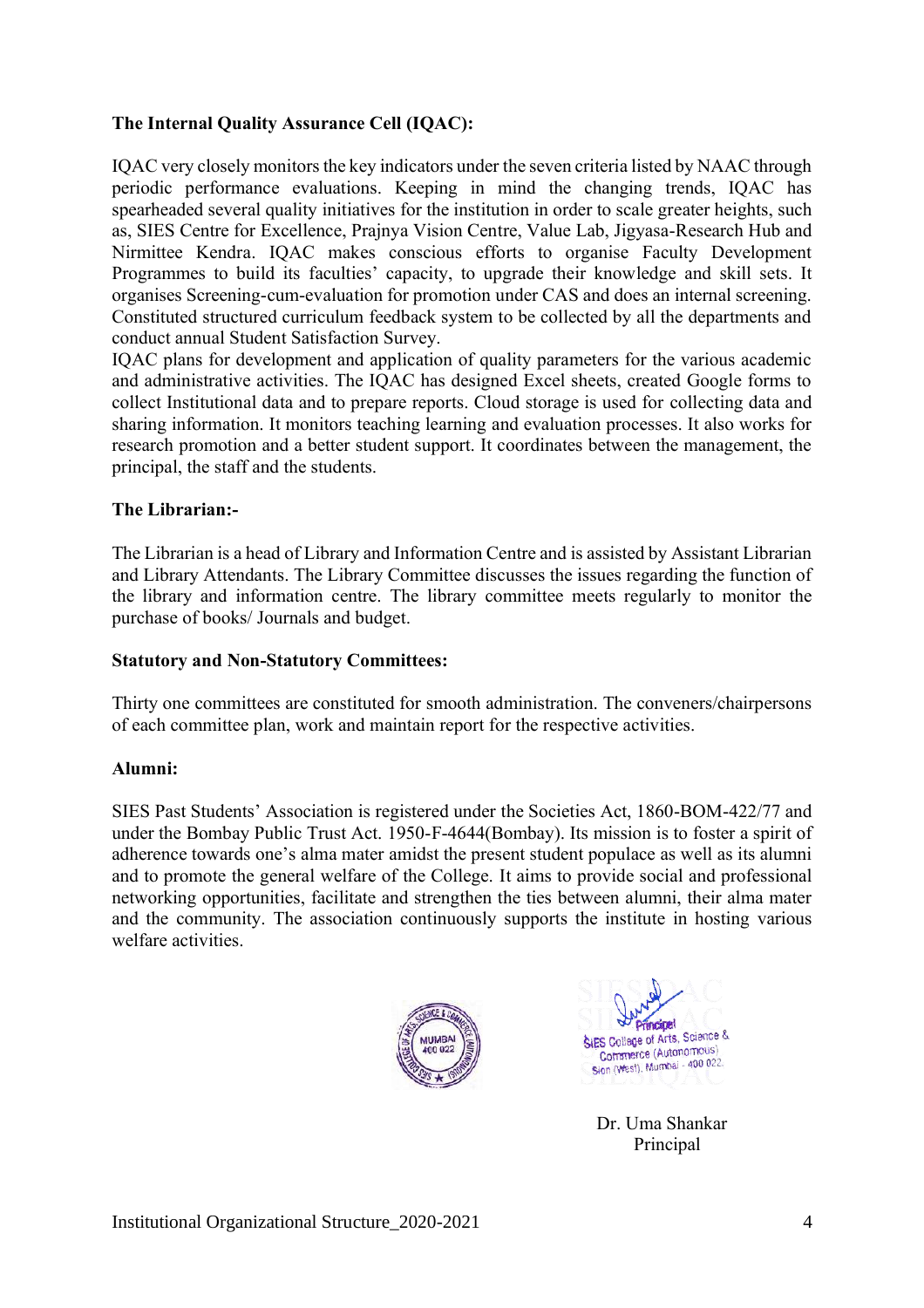**The Internal Quality Assurance Cell (IQAC):**

IQAC very closely monitors the key indicators under the seven criteria listed by NAAC through periodic performance evaluations. Keeping in mind the changing trends, IQAC has spearheaded several quality initiatives for the institution in order to scale greater heights, such as, SIES Centre for Excellence, Prajnya Vision Centre, Value Lab, Jigyasa-Research Hub and Nirmittee Kendra. IQAC makes conscious efforts to organise Faculty Development Programmes to build its faculties' capacity, to upgrade their knowledge and skill sets. It organises Screening-cum-evaluation for promotion under CAS and does an internal screening. Constituted structured curriculum feedback system to be collected by all the departments and conduct annual Student Satisfaction Survey.

IQAC plans for development and application of quality parameters for the various academic and administrative activities. The IQAC has designed Excel sheets, created Google forms to collect Institutional data and to prepare reports. Cloud storage is used for collecting data and sharing information. It monitors teaching learning and evaluation processes. It also works for research promotion and a better student support. It coordinates between the management, the principal, the staff and the students.

**The Librarian:-**

The Librarian is a head of Library and Information Centre and is assisted by Assistant Librarian and Library Attendants. The Library Committee discusses the issues regarding the function of the library and information centre. The library committee meets regularly to monitor the purchase of books/ Journals and budget.

**Statutory and Non-Statutory Committees:**

Thirty one committees are constituted for smooth administration. The conveners/chairpersons of each committee plan, work and maintain report for the respective activities.

**Alumni:**

SIES Past Students' Association is registered under the Societies Act, 1860-BOM-422/77 and under the Bombay Public Trust Act. 1950-F-4644(Bombay). Its mission is to foster a spirit of adherence towards one's alma mater amidst the present student populace as well as its alumni and to promote the general welfare of the College. It aims to provide social and professional networking opportunities, facilitate and strengthen the ties between alumni, their alma mater and the community. The association continuously supports the institute in hosting various welfare activities.

Principal
SIES College of Arts, Science & Commerce (Autonomous)
Sion (West), Mumbai - 400 022.

Dr. Uma Shankar
Principal